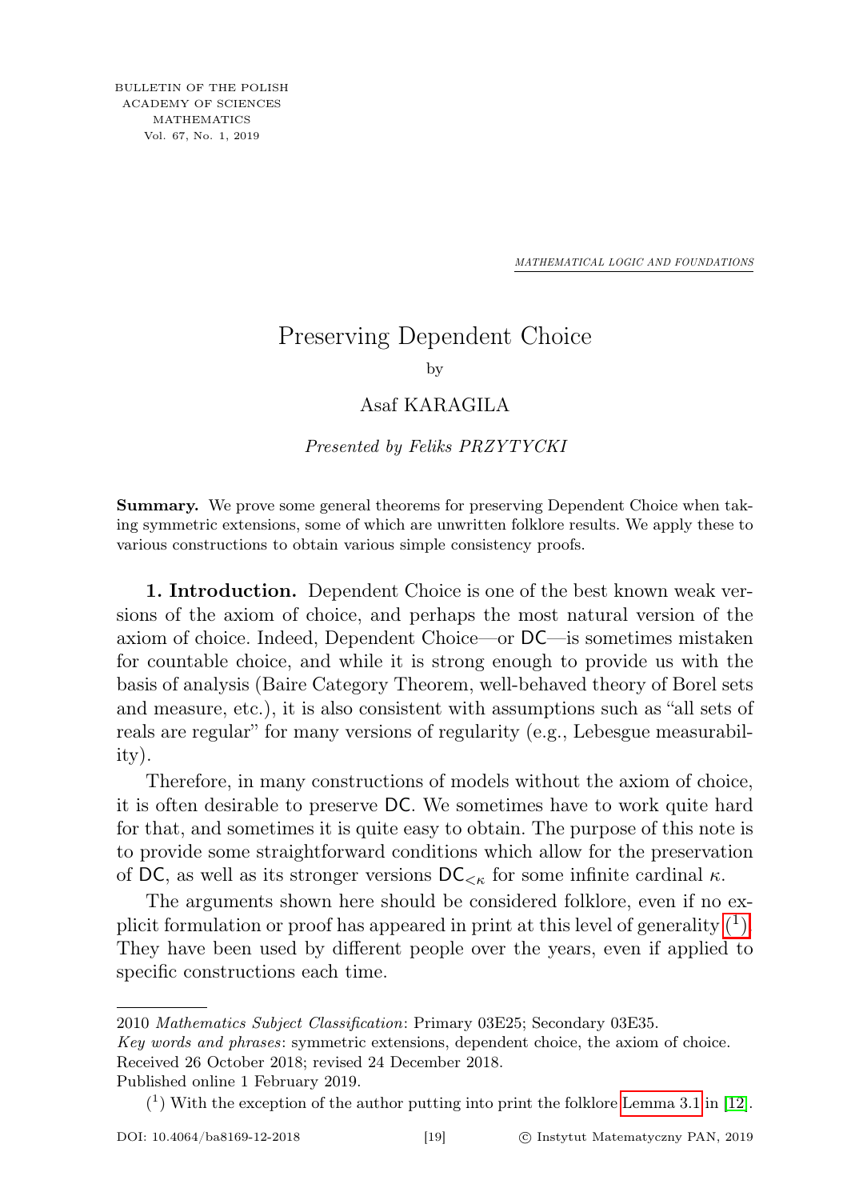MATHEMATICAL LOGIC AND FOUNDATIONS

# Preserving Dependent Choice

by

Asaf KARAGILA

*Presented by Feliks PRZYTYCKI*

**Summary.** We prove some general theorems for preserving Dependent Choice when taking symmetric extensions, some of which are unwritten folklore results. We apply these to various constructions to obtain various simple consistency proofs.

**1. Introduction.** Dependent Choice is one of the best known weak versions of the axiom of choice, and perhaps the most natural version of the axiom of choice. Indeed, Dependent Choice—or DC—is sometimes mistaken for countable choice, and while it is strong enough to provide us with the basis of analysis (Baire Category Theorem, well-behaved theory of Borel sets and measure, etc.), it is also consistent with assumptions such as "all sets of reals are regular" for many versions of regularity (e.g., Lebesgue measurability).

Therefore, in many constructions of models without the axiom of choice, it is often desirable to preserve DC. We sometimes have to work quite hard for that, and sometimes it is quite easy to obtain. The purpose of this note is to provide some straightforward conditions which allow for the preservation of DC, as well as its stronger versions $\mathsf{DC}_{<\kappa}$ for some infinite cardinal $\kappa$.

The arguments shown here should be considered folklore, even if no explicit formulation or proof has appeared in print at this level of generality [1]. They have been used by different people over the years, even if applied to specific constructions each time.

---

2010 *Mathematics Subject Classification*: Primary 03E25; Secondary 03E35.

*Key words and phrases*: symmetric extensions, dependent choice, the axiom of choice.

Received 26 October 2018; revised 24 December 2018.

Published online 1 February 2019.

[1] With the exception of the author putting into print the folklore Lemma 3.1 in [12].

DOI: 10.4064/ba8169-12-2018 © Instytut Matematyczny PAN, 2019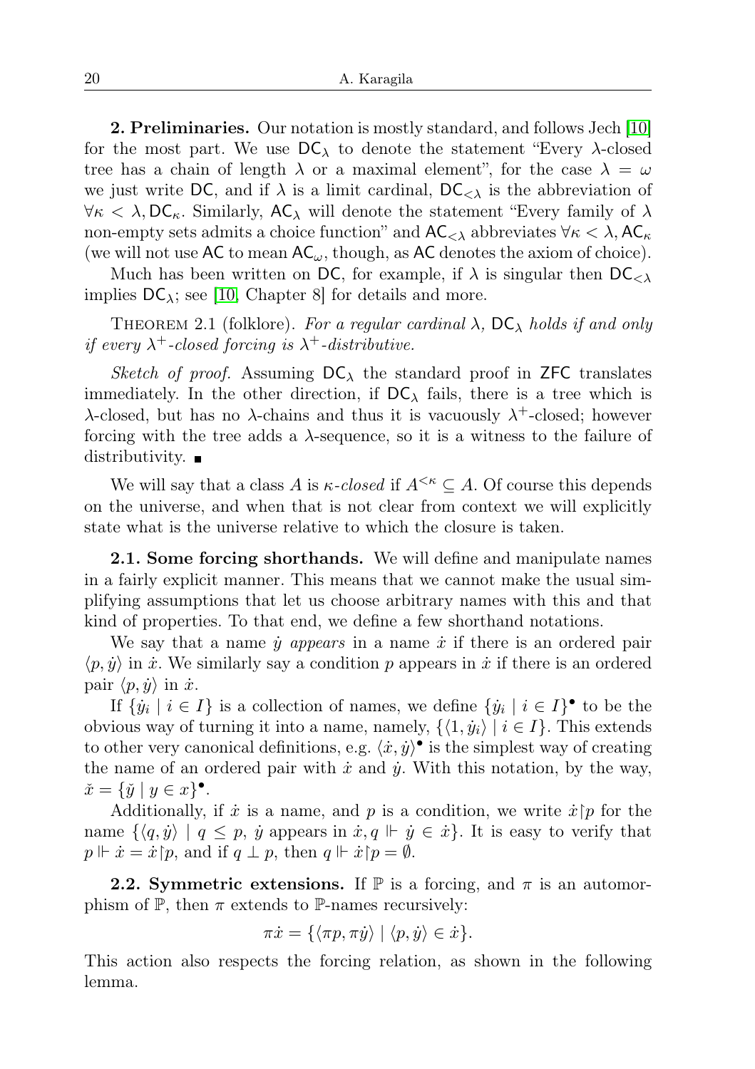**2. Preliminaries.** Our notation is mostly standard, and follows Jech [10] for the most part. We use $\mathsf{DC}_\lambda$ to denote the statement "Every $\lambda$-closed tree has a chain of length $\lambda$ or a maximal element", for the case $\lambda = \omega$ we just write $\mathsf{DC}$, and if $\lambda$ is a limit cardinal, $\mathsf{DC}_{<\lambda}$ is the abbreviation of $\forall\kappa < \lambda, \mathsf{DC}_\kappa$. Similarly, $\mathsf{AC}_\lambda$ will denote the statement "Every family of $\lambda$ non-empty sets admits a choice function" and $\mathsf{AC}_{<\lambda}$ abbreviates $\forall\kappa < \lambda, \mathsf{AC}_\kappa$ (we will not use $\mathsf{AC}$ to mean $\mathsf{AC}_\omega$, though, as $\mathsf{AC}$ denotes the axiom of choice).

Much has been written on $\mathsf{DC}$, for example, if $\lambda$ is singular then $\mathsf{DC}_{<\lambda}$ implies $\mathsf{DC}_\lambda$; see [10, Chapter 8] for details and more.

Theorem 2.1 (folklore). *For a regular cardinal $\lambda$, $\mathsf{DC}_\lambda$ holds if and only if every $\lambda^+$-closed forcing is $\lambda^+$-distributive.*

*Sketch of proof.* Assuming $\mathsf{DC}_\lambda$ the standard proof in $\mathsf{ZFC}$ translates immediately. In the other direction, if $\mathsf{DC}_\lambda$ fails, there is a tree which is $\lambda$-closed, but has no $\lambda$-chains and thus it is vacuously $\lambda^+$-closed; however forcing with the tree adds a $\lambda$-sequence, so it is a witness to the failure of distributivity. ∎

We will say that a class $A$ is *$\kappa$-closed* if $A^{<\kappa} \subseteq A$. Of course this depends on the universe, and when that is not clear from context we will explicitly state what is the universe relative to which the closure is taken.

**2.1. Some forcing shorthands.** We will define and manipulate names in a fairly explicit manner. This means that we cannot make the usual simplifying assumptions that let us choose arbitrary names with this and that kind of properties. To that end, we define a few shorthand notations.

We say that a name $\dot{y}$ *appears* in a name $\dot{x}$ if there is an ordered pair $\langle p, \dot{y}\rangle$ in $\dot{x}$. We similarly say a condition $p$ appears in $\dot{x}$ if there is an ordered pair $\langle p, \dot{y}\rangle$ in $\dot{x}$.

If $\{\dot{y}_i \mid i \in I\}$ is a collection of names, we define $\{\dot{y}_i \mid i \in I\}^\bullet$ to be the obvious way of turning it into a name, namely, $\{\langle 1, \dot{y}_i\rangle \mid i \in I\}$. This extends to other very canonical definitions, e.g. $\langle \dot{x}, \dot{y}\rangle^\bullet$ is the simplest way of creating the name of an ordered pair with $\dot{x}$ and $\dot{y}$. With this notation, by the way, $\check{x} = \{\check{y} \mid y \in x\}^\bullet$.

Additionally, if $\dot{x}$ is a name, and $p$ is a condition, we write $\dot{x}{\restriction}p$ for the name $\{\langle q, \dot{y}\rangle \mid q \leq p,\ \dot{y} \text{ appears in } \dot{x}, q \Vdash \dot{y} \in \dot{x}\}$. It is easy to verify that $p \Vdash \dot{x} = \dot{x}{\restriction}p$, and if $q \perp p$, then $q \Vdash \dot{x}{\restriction}p = \emptyset$.

**2.2. Symmetric extensions.** If $\mathbb{P}$ is a forcing, and $\pi$ is an automorphism of $\mathbb{P}$, then $\pi$ extends to $\mathbb{P}$-names recursively:

$$\pi\dot{x} = \{\langle \pi p, \pi\dot{y}\rangle \mid \langle p, \dot{y}\rangle \in \dot{x}\}.$$

This action also respects the forcing relation, as shown in the following lemma.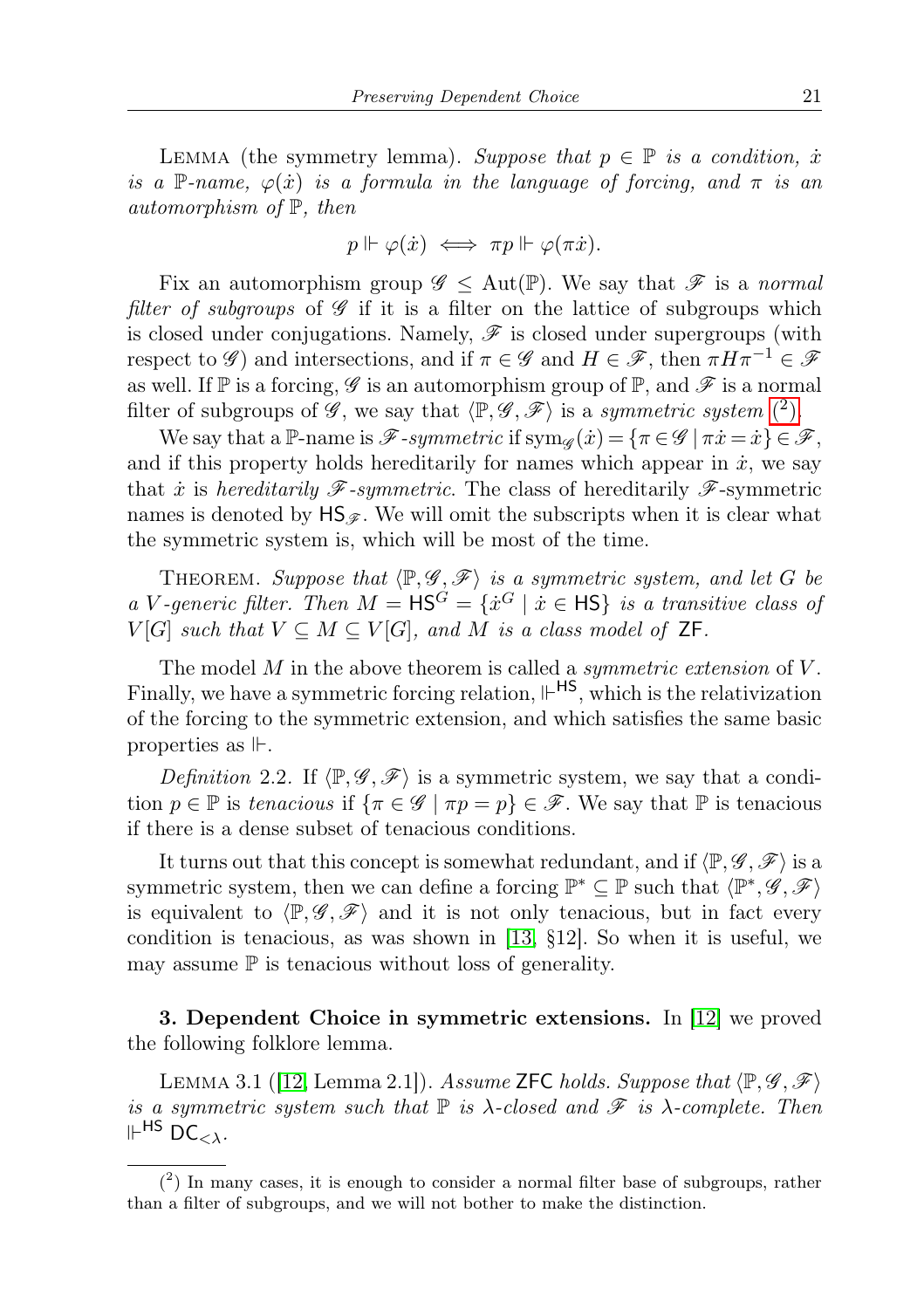Lemma (the symmetry lemma). *Suppose that $p \in \mathbb{P}$ is a condition, $\dot{x}$ is a $\mathbb{P}$-name, $\varphi(\dot{x})$ is a formula in the language of forcing, and $\pi$ is an automorphism of $\mathbb{P}$, then*

$$p \Vdash \varphi(\dot{x}) \iff \pi p \Vdash \varphi(\pi \dot{x}).$$

Fix an automorphism group $\mathscr{G} \leq \operatorname{Aut}(\mathbb{P})$. We say that $\mathscr{F}$ is a *normal filter of subgroups* of $\mathscr{G}$ if it is a filter on the lattice of subgroups which is closed under conjugations. Namely, $\mathscr{F}$ is closed under supergroups (with respect to $\mathscr{G}$) and intersections, and if $\pi \in \mathscr{G}$ and $H \in \mathscr{F}$, then $\pi H \pi^{-1} \in \mathscr{F}$ as well. If $\mathbb{P}$ is a forcing, $\mathscr{G}$ is an automorphism group of $\mathbb{P}$, and $\mathscr{F}$ is a normal filter of subgroups of $\mathscr{G}$, we say that $\langle \mathbb{P}, \mathscr{G}, \mathscr{F} \rangle$ is a *symmetric system* [2].

We say that a $\mathbb{P}$-name is *$\mathscr{F}$-symmetric* if $\operatorname{sym}_{\mathscr{G}}(\dot{x}) = \{\pi \in \mathscr{G} \mid \pi \dot{x} = \dot{x}\} \in \mathscr{F}$, and if this property holds hereditarily for names which appear in $\dot{x}$, we say that $\dot{x}$ is *hereditarily $\mathscr{F}$-symmetric*. The class of hereditarily $\mathscr{F}$-symmetric names is denoted by $\mathsf{HS}_{\mathscr{F}}$. We will omit the subscripts when it is clear what the symmetric system is, which will be most of the time.

Theorem. *Suppose that $\langle \mathbb{P}, \mathscr{G}, \mathscr{F} \rangle$ is a symmetric system, and let $G$ be a $V$-generic filter. Then $M = \mathsf{HS}^G = \{\dot{x}^G \mid \dot{x} \in \mathsf{HS}\}$ is a transitive class of $V[G]$ such that $V \subseteq M \subseteq V[G]$, and $M$ is a class model of $\mathsf{ZF}$.*

The model $M$ in the above theorem is called a *symmetric extension* of $V$. Finally, we have a symmetric forcing relation, $\Vdash^{\mathsf{HS}}$, which is the relativization of the forcing to the symmetric extension, and which satisfies the same basic properties as $\Vdash$.

*Definition* 2.2. If $\langle \mathbb{P}, \mathscr{G}, \mathscr{F} \rangle$ is a symmetric system, we say that a condition $p \in \mathbb{P}$ is *tenacious* if $\{\pi \in \mathscr{G} \mid \pi p = p\} \in \mathscr{F}$. We say that $\mathbb{P}$ is tenacious if there is a dense subset of tenacious conditions.

It turns out that this concept is somewhat redundant, and if $\langle \mathbb{P}, \mathscr{G}, \mathscr{F} \rangle$ is a symmetric system, then we can define a forcing $\mathbb{P}^* \subseteq \mathbb{P}$ such that $\langle \mathbb{P}^*, \mathscr{G}, \mathscr{F} \rangle$ is equivalent to $\langle \mathbb{P}, \mathscr{G}, \mathscr{F} \rangle$ and it is not only tenacious, but in fact every condition is tenacious, as was shown in [13, §12]. So when it is useful, we may assume $\mathbb{P}$ is tenacious without loss of generality.

**3. Dependent Choice in symmetric extensions.** In [12] we proved the following folklore lemma.

Lemma 3.1 ([12, Lemma 2.1]). *Assume $\mathsf{ZFC}$ holds. Suppose that $\langle \mathbb{P}, \mathscr{G}, \mathscr{F} \rangle$ is a symmetric system such that $\mathbb{P}$ is $\lambda$-closed and $\mathscr{F}$ is $\lambda$-complete. Then $\Vdash^{\mathsf{HS}} \mathsf{DC}_{<\lambda}$.*

[2] In many cases, it is enough to consider a normal filter base of subgroups, rather than a filter of subgroups, and we will not bother to make the distinction.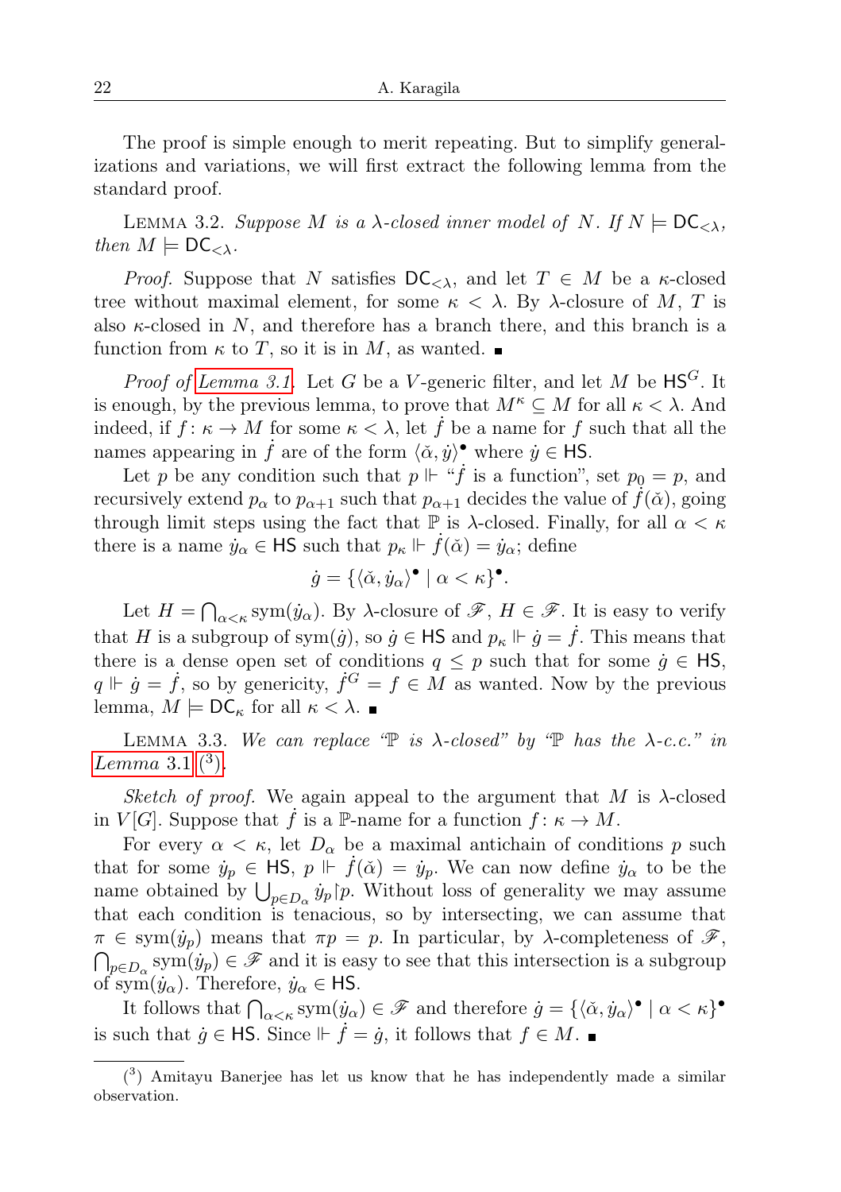The proof is simple enough to merit repeating. But to simplify generalizations and variations, we will first extract the following lemma from the standard proof.

Lemma 3.2. *Suppose $M$ is a $\lambda$-closed inner model of $N$. If $N \models \mathsf{DC}_{<\lambda}$, then $M \models \mathsf{DC}_{<\lambda}$.*

*Proof.* Suppose that $N$ satisfies $\mathsf{DC}_{<\lambda}$, and let $T \in M$ be a $\kappa$-closed tree without maximal element, for some $\kappa < \lambda$. By $\lambda$-closure of $M$, $T$ is also $\kappa$-closed in $N$, and therefore has a branch there, and this branch is a function from $\kappa$ to $T$, so it is in $M$, as wanted. ∎

*Proof of Lemma 3.1.* Let $G$ be a $V$-generic filter, and let $M$ be $\mathsf{HS}^G$. It is enough, by the previous lemma, to prove that $M^\kappa \subseteq M$ for all $\kappa < \lambda$. And indeed, if $f\colon \kappa \to M$ for some $\kappa < \lambda$, let $\dot f$ be a name for $f$ such that all the names appearing in $\dot f$ are of the form $\langle \check\alpha, \dot y\rangle^\bullet$ where $\dot y \in \mathsf{HS}$.

Let $p$ be any condition such that $p \Vdash$ "$\dot f$ is a function", set $p_0 = p$, and recursively extend $p_\alpha$ to $p_{\alpha+1}$ such that $p_{\alpha+1}$ decides the value of $\dot f(\check\alpha)$, going through limit steps using the fact that $\mathbb{P}$ is $\lambda$-closed. Finally, for all $\alpha < \kappa$ there is a name $\dot y_\alpha \in \mathsf{HS}$ such that $p_\kappa \Vdash \dot f(\check\alpha) = \dot y_\alpha$; define

$$\dot g = \{\langle \check\alpha, \dot y_\alpha\rangle^\bullet \mid \alpha < \kappa\}^\bullet.$$

Let $H = \bigcap_{\alpha<\kappa} \operatorname{sym}(\dot y_\alpha)$. By $\lambda$-closure of $\mathscr{F}$, $H \in \mathscr{F}$. It is easy to verify that $H$ is a subgroup of $\operatorname{sym}(\dot g)$, so $\dot g \in \mathsf{HS}$ and $p_\kappa \Vdash \dot g = \dot f$. This means that there is a dense open set of conditions $q \le p$ such that for some $\dot g \in \mathsf{HS}$, $q \Vdash \dot g = \dot f$, so by genericity, $\dot f^G = f \in M$ as wanted. Now by the previous lemma, $M \models \mathsf{DC}_\kappa$ for all $\kappa < \lambda$. ∎

Lemma 3.3. *We can replace "$\mathbb{P}$ is $\lambda$-closed" by "$\mathbb{P}$ has the $\lambda$-c.c." in Lemma 3.1* [3]*.*

*Sketch of proof.* We again appeal to the argument that $M$ is $\lambda$-closed in $V[G]$. Suppose that $\dot f$ is a $\mathbb{P}$-name for a function $f\colon \kappa \to M$.

For every $\alpha < \kappa$, let $D_\alpha$ be a maximal antichain of conditions $p$ such that for some $\dot y_p \in \mathsf{HS}$, $p \Vdash \dot f(\check\alpha) = \dot y_p$. We can now define $\dot y_\alpha$ to be the name obtained by $\bigcup_{p \in D_\alpha} \dot y_p{\restriction}p$. Without loss of generality we may assume that each condition is tenacious, so by intersecting, we can assume that $\pi \in \operatorname{sym}(\dot y_p)$ means that $\pi p = p$. In particular, by $\lambda$-completeness of $\mathscr{F}$, $\bigcap_{p\in D_\alpha} \operatorname{sym}(\dot y_p) \in \mathscr{F}$ and it is easy to see that this intersection is a subgroup of $\operatorname{sym}(\dot y_\alpha)$. Therefore, $\dot y_\alpha \in \mathsf{HS}$.

It follows that $\bigcap_{\alpha<\kappa} \operatorname{sym}(\dot y_\alpha) \in \mathscr{F}$ and therefore $\dot g = \{\langle \check\alpha, \dot y_\alpha\rangle^\bullet \mid \alpha < \kappa\}^\bullet$ is such that $\dot g \in \mathsf{HS}$. Since $\Vdash \dot f = \dot g$, it follows that $f \in M$. ∎

---

[3] Amitayu Banerjee has let us know that he has independently made a similar observation.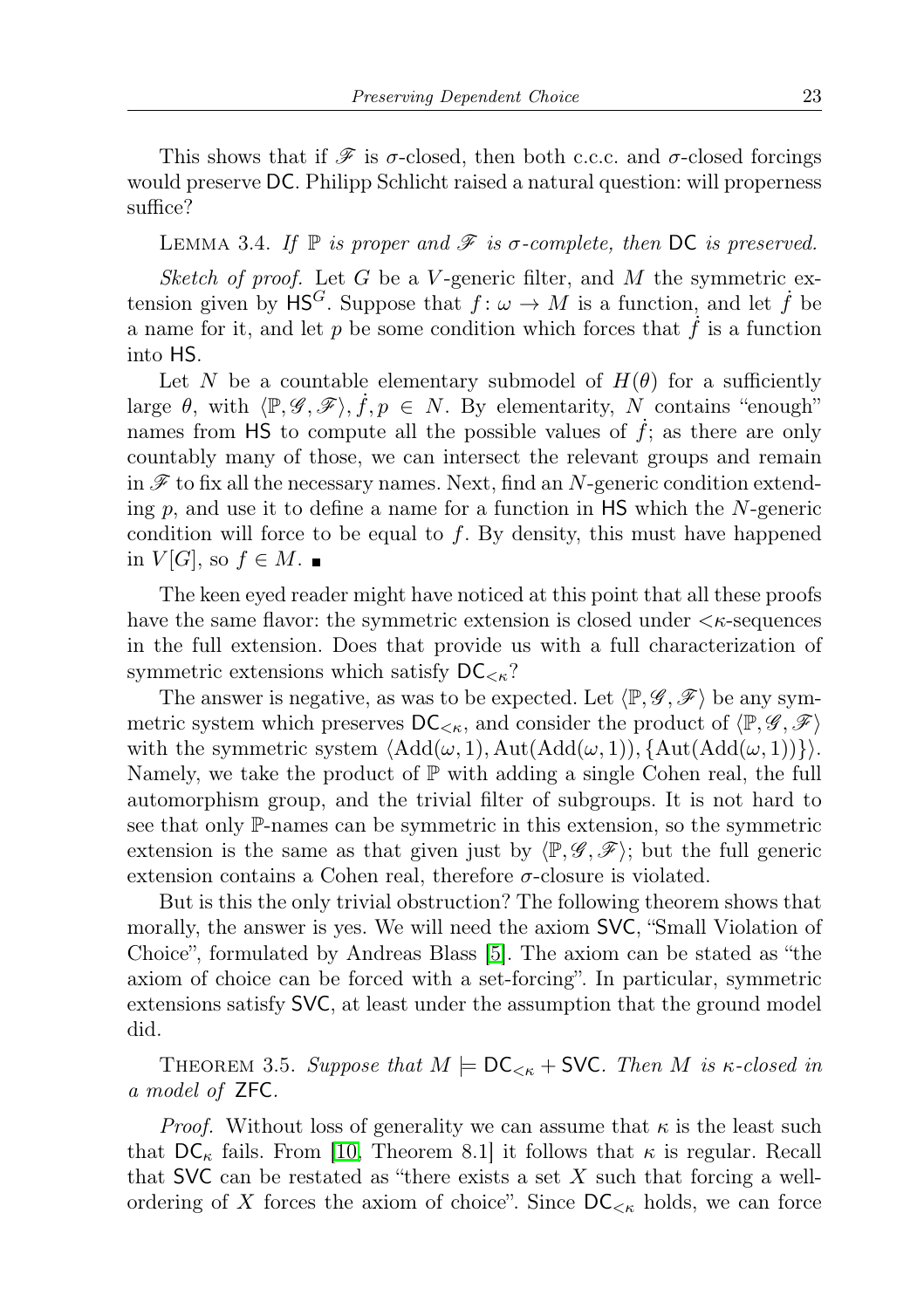This shows that if $\mathscr{F}$ is $\sigma$-closed, then both c.c.c. and $\sigma$-closed forcings would preserve $\mathsf{DC}$. Philipp Schlicht raised a natural question: will properness suffice?

LEMMA 3.4. *If $\mathbb{P}$ is proper and $\mathscr{F}$ is $\sigma$-complete, then $\mathsf{DC}$ is preserved.*

*Sketch of proof.* Let $G$ be a $V$-generic filter, and $M$ the symmetric extension given by $\mathsf{HS}^G$. Suppose that $f\colon \omega \to M$ is a function, and let $\dot{f}$ be a name for it, and let $p$ be some condition which forces that $\dot{f}$ is a function into $\mathsf{HS}$.

Let $N$ be a countable elementary submodel of $H(\theta)$ for a sufficiently large $\theta$, with $\langle \mathbb{P}, \mathscr{G}, \mathscr{F}\rangle, \dot{f}, p \in N$. By elementarity, $N$ contains "enough" names from $\mathsf{HS}$ to compute all the possible values of $\dot{f}$; as there are only countably many of those, we can intersect the relevant groups and remain in $\mathscr{F}$ to fix all the necessary names. Next, find an $N$-generic condition extending $p$, and use it to define a name for a function in $\mathsf{HS}$ which the $N$-generic condition will force to be equal to $f$. By density, this must have happened in $V[G]$, so $f \in M$. ∎

The keen eyed reader might have noticed at this point that all these proofs have the same flavor: the symmetric extension is closed under $<\kappa$-sequences in the full extension. Does that provide us with a full characterization of symmetric extensions which satisfy $\mathsf{DC}_{<\kappa}$?

The answer is negative, as was to be expected. Let $\langle \mathbb{P}, \mathscr{G}, \mathscr{F}\rangle$ be any symmetric system which preserves $\mathsf{DC}_{<\kappa}$, and consider the product of $\langle \mathbb{P}, \mathscr{G}, \mathscr{F}\rangle$ with the symmetric system $\langle \operatorname{Add}(\omega, 1), \operatorname{Aut}(\operatorname{Add}(\omega, 1)), \{\operatorname{Aut}(\operatorname{Add}(\omega, 1))\}\rangle$. Namely, we take the product of $\mathbb{P}$ with adding a single Cohen real, the full automorphism group, and the trivial filter of subgroups. It is not hard to see that only $\mathbb{P}$-names can be symmetric in this extension, so the symmetric extension is the same as that given just by $\langle \mathbb{P}, \mathscr{G}, \mathscr{F}\rangle$; but the full generic extension contains a Cohen real, therefore $\sigma$-closure is violated.

But is this the only trivial obstruction? The following theorem shows that morally, the answer is yes. We will need the axiom $\mathsf{SVC}$, "Small Violation of Choice", formulated by Andreas Blass [5]. The axiom can be stated as "the axiom of choice can be forced with a set-forcing". In particular, symmetric extensions satisfy $\mathsf{SVC}$, at least under the assumption that the ground model did.

THEOREM 3.5. *Suppose that $M \models \mathsf{DC}_{<\kappa} + \mathsf{SVC}$. Then $M$ is $\kappa$-closed in a model of* $\mathsf{ZFC}$.

*Proof.* Without loss of generality we can assume that $\kappa$ is the least such that $\mathsf{DC}_\kappa$ fails. From [10, Theorem 8.1] it follows that $\kappa$ is regular. Recall that $\mathsf{SVC}$ can be restated as "there exists a set $X$ such that forcing a well-ordering of $X$ forces the axiom of choice". Since $\mathsf{DC}_{<\kappa}$ holds, we can force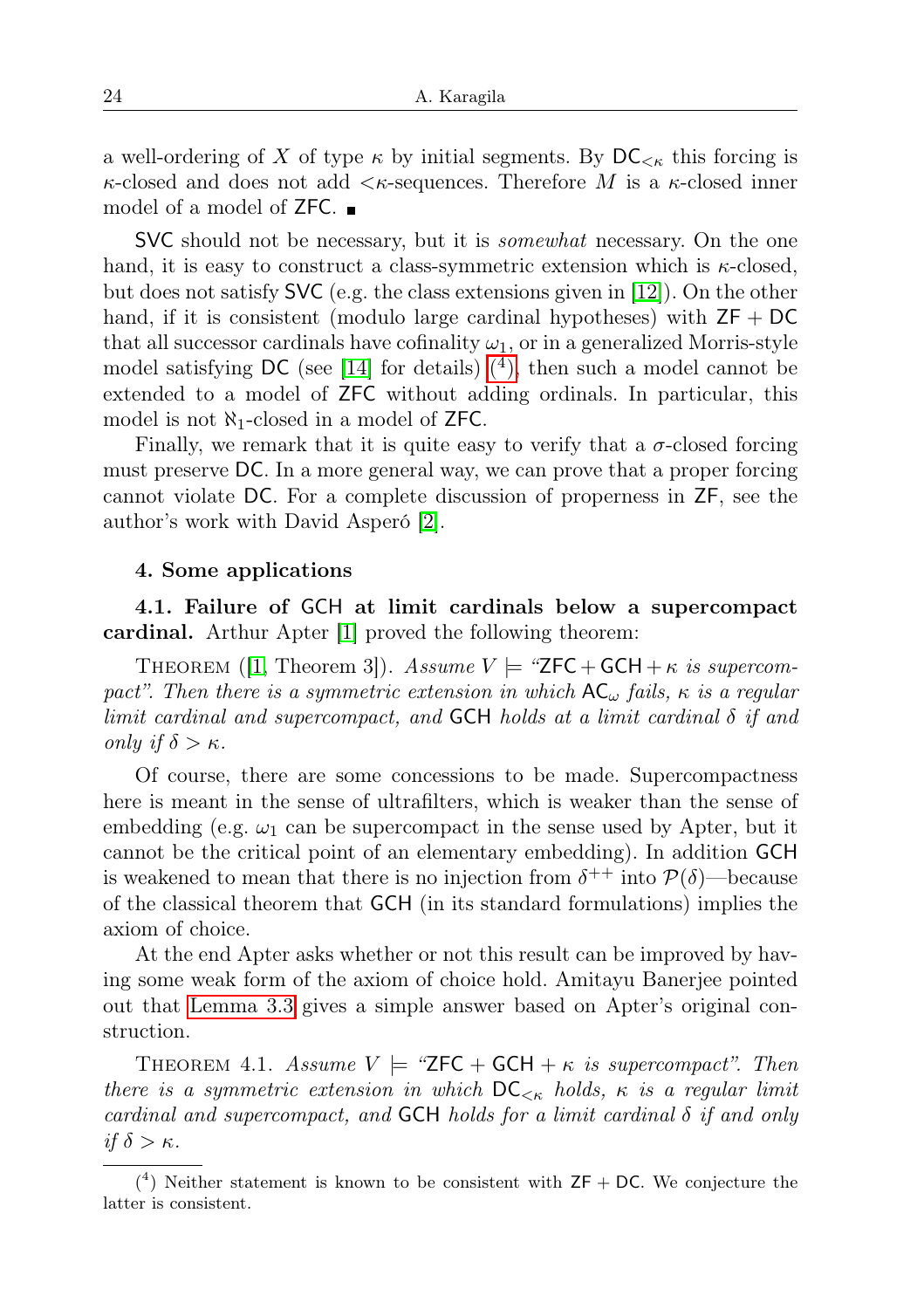a well-ordering of $X$ of type $\kappa$ by initial segments. By $\mathsf{DC}_{<\kappa}$ this forcing is $\kappa$-closed and does not add $<\kappa$-sequences. Therefore $M$ is a $\kappa$-closed inner model of a model of $\mathsf{ZFC}$. ∎

$\mathsf{SVC}$ should not be necessary, but it is *somewhat* necessary. On the one hand, it is easy to construct a class-symmetric extension which is $\kappa$-closed, but does not satisfy $\mathsf{SVC}$ (e.g. the class extensions given in [12]). On the other hand, if it is consistent (modulo large cardinal hypotheses) with $\mathsf{ZF} + \mathsf{DC}$ that all successor cardinals have cofinality $\omega_1$, or in a generalized Morris-style model satisfying $\mathsf{DC}$ (see [14] for details) (4), then such a model cannot be extended to a model of $\mathsf{ZFC}$ without adding ordinals. In particular, this model is not $\aleph_1$-closed in a model of $\mathsf{ZFC}$.

Finally, we remark that it is quite easy to verify that a $\sigma$-closed forcing must preserve $\mathsf{DC}$. In a more general way, we can prove that a proper forcing cannot violate $\mathsf{DC}$. For a complete discussion of properness in $\mathsf{ZF}$, see the author's work with David Asperó [2].

## 4. Some applications

**4.1. Failure of GCH at limit cardinals below a supercompact cardinal.** Arthur Apter [1] proved the following theorem:

Theorem ([1, Theorem 3]). *Assume $V \models$ "$\mathsf{ZFC} + \mathsf{GCH} + \kappa$ is supercompact". Then there is a symmetric extension in which $\mathsf{AC}_\omega$ fails, $\kappa$ is a regular limit cardinal and supercompact, and $\mathsf{GCH}$ holds at a limit cardinal $\delta$ if and only if $\delta > \kappa$.*

Of course, there are some concessions to be made. Supercompactness here is meant in the sense of ultrafilters, which is weaker than the sense of embedding (e.g. $\omega_1$ can be supercompact in the sense used by Apter, but it cannot be the critical point of an elementary embedding). In addition $\mathsf{GCH}$ is weakened to mean that there is no injection from $\delta^{++}$ into $\mathcal{P}(\delta)$—because of the classical theorem that $\mathsf{GCH}$ (in its standard formulations) implies the axiom of choice.

At the end Apter asks whether or not this result can be improved by having some weak form of the axiom of choice hold. Amitayu Banerjee pointed out that Lemma 3.3 gives a simple answer based on Apter's original construction.

Theorem 4.1. *Assume $V \models$ "$\mathsf{ZFC} + \mathsf{GCH} + \kappa$ is supercompact". Then there is a symmetric extension in which $\mathsf{DC}_{<\kappa}$ holds, $\kappa$ is a regular limit cardinal and supercompact, and $\mathsf{GCH}$ holds for a limit cardinal $\delta$ if and only if $\delta > \kappa$.*

---

(4) Neither statement is known to be consistent with $\mathsf{ZF} + \mathsf{DC}$. We conjecture the latter is consistent.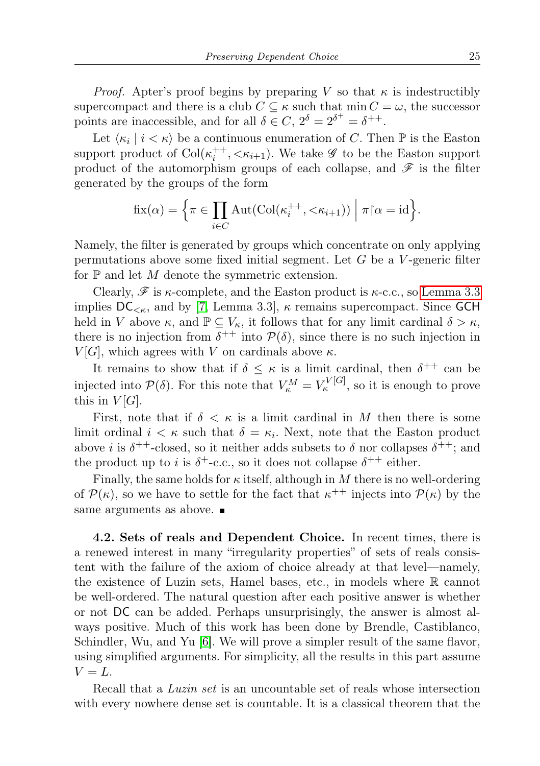*Proof.* Apter's proof begins by preparing $V$ so that $\kappa$ is indestructibly supercompact and there is a club $C \subseteq \kappa$ such that $\min C = \omega$, the successor points are inaccessible, and for all $\delta \in C$, $2^\delta = 2^{\delta^+} = \delta^{++}$.

Let $\langle \kappa_i \mid i < \kappa \rangle$ be a continuous enumeration of $C$. Then $\mathbb{P}$ is the Easton support product of $\operatorname{Col}(\kappa_i^{++}, {<}\kappa_{i+1})$. We take $\mathscr{G}$ to be the Easton support product of the automorphism groups of each collapse, and $\mathscr{F}$ is the filter generated by the groups of the form

$$\operatorname{fix}(\alpha) = \Big\{ \pi \in \prod_{i \in C} \operatorname{Aut}(\operatorname{Col}(\kappa_i^{++}, {<}\kappa_{i+1})) \;\Big|\; \pi \restriction \alpha = \operatorname{id} \Big\}.$$

Namely, the filter is generated by groups which concentrate on only applying permutations above some fixed initial segment. Let $G$ be a $V$-generic filter for $\mathbb{P}$ and let $M$ denote the symmetric extension.

Clearly, $\mathscr{F}$ is $\kappa$-complete, and the Easton product is $\kappa$-c.c., so Lemma 3.3 implies $\mathsf{DC}_{<\kappa}$, and by [7, Lemma 3.3], $\kappa$ remains supercompact. Since $\mathsf{GCH}$ held in $V$ above $\kappa$, and $\mathbb{P} \subseteq V_\kappa$, it follows that for any limit cardinal $\delta > \kappa$, there is no injection from $\delta^{++}$ into $\mathcal{P}(\delta)$, since there is no such injection in $V[G]$, which agrees with $V$ on cardinals above $\kappa$.

It remains to show that if $\delta \leq \kappa$ is a limit cardinal, then $\delta^{++}$ can be injected into $\mathcal{P}(\delta)$. For this note that $V_\kappa^M = V_\kappa^{V[G]}$, so it is enough to prove this in $V[G]$.

First, note that if $\delta < \kappa$ is a limit cardinal in $M$ then there is some limit ordinal $i < \kappa$ such that $\delta = \kappa_i$. Next, note that the Easton product above $i$ is $\delta^{++}$-closed, so it neither adds subsets to $\delta$ nor collapses $\delta^{++}$; and the product up to $i$ is $\delta^+$-c.c., so it does not collapse $\delta^{++}$ either.

Finally, the same holds for $\kappa$ itself, although in $M$ there is no well-ordering of $\mathcal{P}(\kappa)$, so we have to settle for the fact that $\kappa^{++}$ injects into $\mathcal{P}(\kappa)$ by the same arguments as above. ∎

**4.2. Sets of reals and Dependent Choice.** In recent times, there is a renewed interest in many "irregularity properties" of sets of reals consistent with the failure of the axiom of choice already at that level—namely, the existence of Luzin sets, Hamel bases, etc., in models where $\mathbb{R}$ cannot be well-ordered. The natural question after each positive answer is whether or not $\mathsf{DC}$ can be added. Perhaps unsurprisingly, the answer is almost always positive. Much of this work has been done by Brendle, Castiblanco, Schindler, Wu, and Yu [6]. We will prove a simpler result of the same flavor, using simplified arguments. For simplicity, all the results in this part assume $V = L$.

Recall that a *Luzin set* is an uncountable set of reals whose intersection with every nowhere dense set is countable. It is a classical theorem that the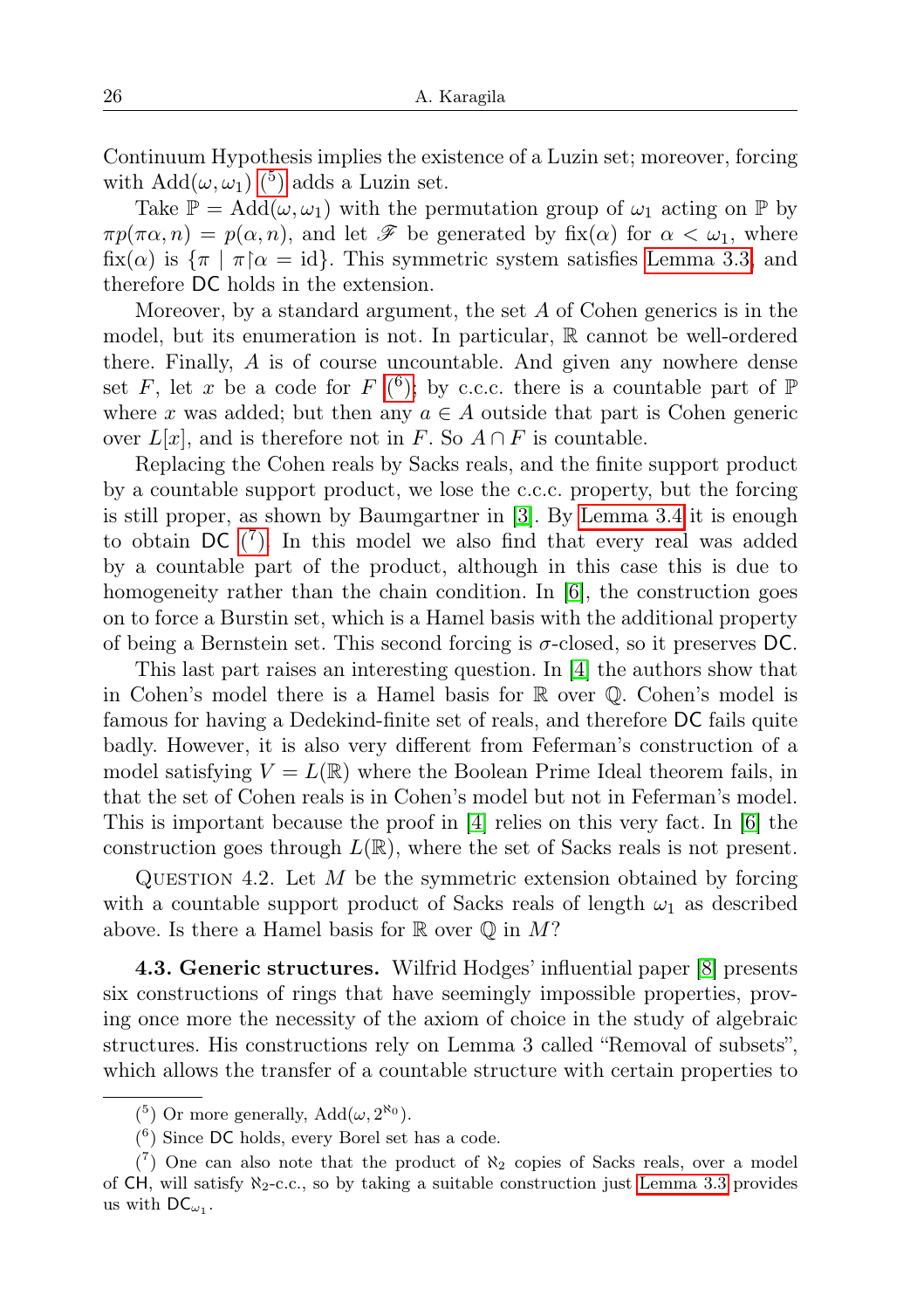Continuum Hypothesis implies the existence of a Luzin set; moreover, forcing with $\mathrm{Add}(\omega, \omega_1)$ ([5]) adds a Luzin set.

Take $\mathbb{P} = \mathrm{Add}(\omega, \omega_1)$ with the permutation group of $\omega_1$ acting on $\mathbb{P}$ by $\pi p(\pi\alpha, n) = p(\alpha, n)$, and let $\mathscr{F}$ be generated by $\mathrm{fix}(\alpha)$ for $\alpha < \omega_1$, where $\mathrm{fix}(\alpha)$ is $\{\pi \mid \pi\restriction\alpha = \mathrm{id}\}$. This symmetric system satisfies Lemma 3.3, and therefore $\mathsf{DC}$ holds in the extension.

Moreover, by a standard argument, the set $A$ of Cohen generics is in the model, but its enumeration is not. In particular, $\mathbb{R}$ cannot be well-ordered there. Finally, $A$ is of course uncountable. And given any nowhere dense set $F$, let $x$ be a code for $F$ ([6]); by c.c.c. there is a countable part of $\mathbb{P}$ where $x$ was added; but then any $a \in A$ outside that part is Cohen generic over $L[x]$, and is therefore not in $F$. So $A \cap F$ is countable.

Replacing the Cohen reals by Sacks reals, and the finite support product by a countable support product, we lose the c.c.c. property, but the forcing is still proper, as shown by Baumgartner in [3]. By Lemma 3.4 it is enough to obtain $\mathsf{DC}$ ([7]). In this model we also find that every real was added by a countable part of the product, although in this case this is due to homogeneity rather than the chain condition. In [6], the construction goes on to force a Burstin set, which is a Hamel basis with the additional property of being a Bernstein set. This second forcing is $\sigma$-closed, so it preserves $\mathsf{DC}$.

This last part raises an interesting question. In [4] the authors show that in Cohen's model there is a Hamel basis for $\mathbb{R}$ over $\mathbb{Q}$. Cohen's model is famous for having a Dedekind-finite set of reals, and therefore $\mathsf{DC}$ fails quite badly. However, it is also very different from Feferman's construction of a model satisfying $V = L(\mathbb{R})$ where the Boolean Prime Ideal theorem fails, in that the set of Cohen reals is in Cohen's model but not in Feferman's model. This is important because the proof in [4] relies on this very fact. In [6] the construction goes through $L(\mathbb{R})$, where the set of Sacks reals is not present.

Question 4.2. Let $M$ be the symmetric extension obtained by forcing with a countable support product of Sacks reals of length $\omega_1$ as described above. Is there a Hamel basis for $\mathbb{R}$ over $\mathbb{Q}$ in $M$?

**4.3. Generic structures.** Wilfrid Hodges' influential paper [8] presents six constructions of rings that have seemingly impossible properties, proving once more the necessity of the axiom of choice in the study of algebraic structures. His constructions rely on Lemma 3 called "Removal of subsets", which allows the transfer of a countable structure with certain properties to

---

([5]) Or more generally, $\mathrm{Add}(\omega, 2^{\aleph_0})$.

([6]) Since $\mathsf{DC}$ holds, every Borel set has a code.

([7]) One can also note that the product of $\aleph_2$ copies of Sacks reals, over a model of $\mathsf{CH}$, will satisfy $\aleph_2$-c.c., so by taking a suitable construction just Lemma 3.3 provides us with $\mathsf{DC}_{\omega_1}$.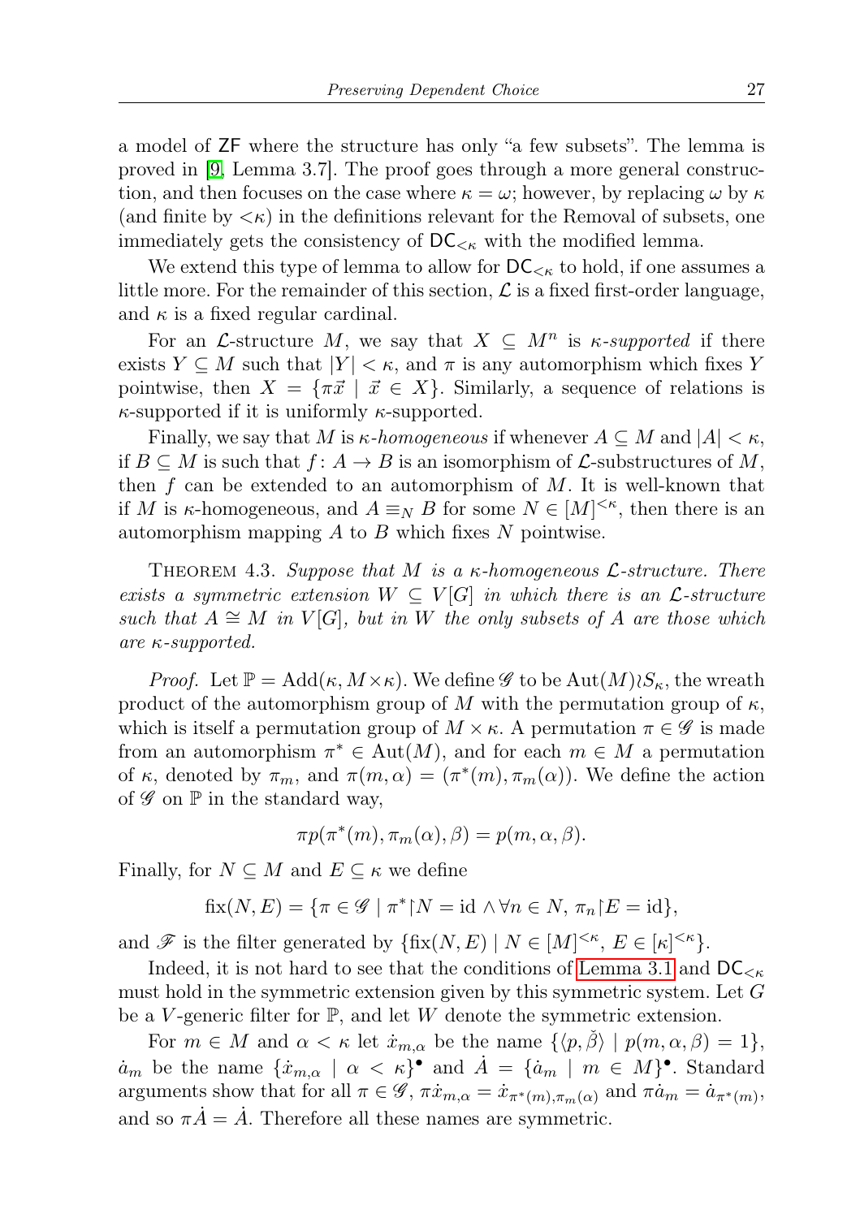a model of ZF where the structure has only "a few subsets". The lemma is proved in [9, Lemma 3.7]. The proof goes through a more general construction, and then focuses on the case where $\kappa = \omega$; however, by replacing $\omega$ by $\kappa$ (and finite by $<\kappa$) in the definitions relevant for the Removal of subsets, one immediately gets the consistency of $\mathsf{DC}_{<\kappa}$ with the modified lemma.

We extend this type of lemma to allow for $\mathsf{DC}_{<\kappa}$ to hold, if one assumes a little more. For the remainder of this section, $\mathcal{L}$ is a fixed first-order language, and $\kappa$ is a fixed regular cardinal.

For an $\mathcal{L}$-structure $M$, we say that $X \subseteq M^n$ is *$\kappa$-supported* if there exists $Y \subseteq M$ such that $|Y| < \kappa$, and $\pi$ is any automorphism which fixes $Y$ pointwise, then $X = \{\pi\vec{x} \mid \vec{x} \in X\}$. Similarly, a sequence of relations is $\kappa$-supported if it is uniformly $\kappa$-supported.

Finally, we say that $M$ is *$\kappa$-homogeneous* if whenever $A \subseteq M$ and $|A| < \kappa$, if $B \subseteq M$ is such that $f\colon A \to B$ is an isomorphism of $\mathcal{L}$-substructures of $M$, then $f$ can be extended to an automorphism of $M$. It is well-known that if $M$ is $\kappa$-homogeneous, and $A \equiv_N B$ for some $N \in [M]^{<\kappa}$, then there is an automorphism mapping $A$ to $B$ which fixes $N$ pointwise.

Theorem 4.3. *Suppose that $M$ is a $\kappa$-homogeneous $\mathcal{L}$-structure. There exists a symmetric extension $W \subseteq V[G]$ in which there is an $\mathcal{L}$-structure such that $A \cong M$ in $V[G]$, but in $W$ the only subsets of $A$ are those which are $\kappa$-supported.*

*Proof.* Let $\mathbb{P} = \mathrm{Add}(\kappa, M\times\kappa)$. We define $\mathscr{G}$ to be $\mathrm{Aut}(M)\wr S_\kappa$, the wreath product of the automorphism group of $M$ with the permutation group of $\kappa$, which is itself a permutation group of $M \times \kappa$. A permutation $\pi \in \mathscr{G}$ is made from an automorphism $\pi^* \in \mathrm{Aut}(M)$, and for each $m \in M$ a permutation of $\kappa$, denoted by $\pi_m$, and $\pi(m, \alpha) = (\pi^*(m), \pi_m(\alpha))$. We define the action of $\mathscr{G}$ on $\mathbb{P}$ in the standard way,

$$\pi p(\pi^*(m), \pi_m(\alpha), \beta) = p(m, \alpha, \beta).$$

Finally, for $N \subseteq M$ and $E \subseteq \kappa$ we define

$$\mathrm{fix}(N, E) = \{\pi \in \mathscr{G} \mid \pi^*{\restriction}N = \mathrm{id} \wedge \forall n \in N,\ \pi_n{\restriction}E = \mathrm{id}\},$$

and $\mathscr{F}$ is the filter generated by $\{\mathrm{fix}(N, E) \mid N \in [M]^{<\kappa},\ E \in [\kappa]^{<\kappa}\}$.

Indeed, it is not hard to see that the conditions of Lemma 3.1 and $\mathsf{DC}_{<\kappa}$ must hold in the symmetric extension given by this symmetric system. Let $G$ be a $V$-generic filter for $\mathbb{P}$, and let $W$ denote the symmetric extension.

For $m \in M$ and $\alpha < \kappa$ let $\dot{x}_{m,\alpha}$ be the name $\{\langle p, \check{\beta}\rangle \mid p(m, \alpha, \beta) = 1\}$, $\dot{a}_m$ be the name $\{\dot{x}_{m,\alpha} \mid \alpha < \kappa\}^\bullet$ and $\dot{A} = \{\dot{a}_m \mid m \in M\}^\bullet$. Standard arguments show that for all $\pi \in \mathscr{G}$, $\pi\dot{x}_{m,\alpha} = \dot{x}_{\pi^*(m),\pi_m(\alpha)}$ and $\pi\dot{a}_m = \dot{a}_{\pi^*(m)}$, and so $\pi\dot{A} = \dot{A}$. Therefore all these names are symmetric.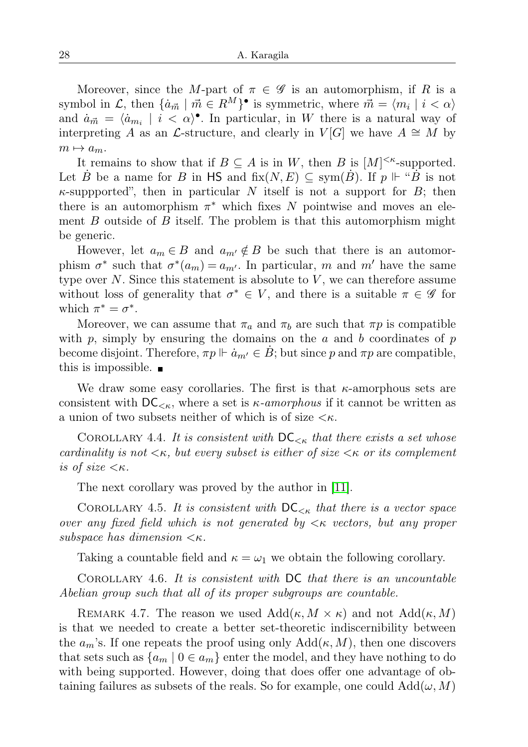Moreover, since the $M$-part of $\pi \in \mathscr{G}$ is an automorphism, if $R$ is a symbol in $\mathcal{L}$, then $\{\dot{a}_{\vec{m}} \mid \vec{m} \in R^M\}^\bullet$ is symmetric, where $\vec{m} = \langle m_i \mid i < \alpha\rangle$ and $\dot{a}_{\vec{m}} = \langle \dot{a}_{m_i} \mid i < \alpha\rangle^\bullet$. In particular, in $W$ there is a natural way of interpreting $A$ as an $\mathcal{L}$-structure, and clearly in $V[G]$ we have $A \cong M$ by $m \mapsto a_m$.

It remains to show that if $B \subseteq A$ is in $W$, then $B$ is $[M]^{<\kappa}$-supported. Let $\dot{B}$ be a name for $B$ in $\mathsf{HS}$ and $\operatorname{fix}(N, E) \subseteq \operatorname{sym}(\dot{B})$. If $p \Vdash$ "$\dot{B}$ is not $\kappa$-suppported", then in particular $N$ itself is not a support for $B$; then there is an automorphism $\pi^*$ which fixes $N$ pointwise and moves an element $B$ outside of $B$ itself. The problem is that this automorphism might be generic.

However, let $a_m \in B$ and $a_{m'} \notin B$ be such that there is an automorphism $\sigma^*$ such that $\sigma^*(a_m) = a_{m'}$. In particular, $m$ and $m'$ have the same type over $N$. Since this statement is absolute to $V$, we can therefore assume without loss of generality that $\sigma^* \in V$, and there is a suitable $\pi \in \mathscr{G}$ for which $\pi^* = \sigma^*$.

Moreover, we can assume that $\pi_a$ and $\pi_b$ are such that $\pi p$ is compatible with $p$, simply by ensuring the domains on the $a$ and $b$ coordinates of $p$ become disjoint. Therefore, $\pi p \Vdash \dot{a}_{m'} \in \dot{B}$; but since $p$ and $\pi p$ are compatible, this is impossible. ∎

We draw some easy corollaries. The first is that $\kappa$-amorphous sets are consistent with $\mathsf{DC}_{<\kappa}$, where a set is *$\kappa$-amorphous* if it cannot be written as a union of two subsets neither of which is of size $<\kappa$.

Corollary 4.4. *It is consistent with $\mathsf{DC}_{<\kappa}$ that there exists a set whose cardinality is not $<\kappa$, but every subset is either of size $<\kappa$ or its complement is of size $<\kappa$.*

The next corollary was proved by the author in [11].

Corollary 4.5. *It is consistent with $\mathsf{DC}_{<\kappa}$ that there is a vector space over any fixed field which is not generated by $<\kappa$ vectors, but any proper subspace has dimension $<\kappa$.*

Taking a countable field and $\kappa = \omega_1$ we obtain the following corollary.

Corollary 4.6. *It is consistent with $\mathsf{DC}$ that there is an uncountable Abelian group such that all of its proper subgroups are countable.*

Remark 4.7. The reason we used $\operatorname{Add}(\kappa, M \times \kappa)$ and not $\operatorname{Add}(\kappa, M)$ is that we needed to create a better set-theoretic indiscernibility between the $a_m$'s. If one repeats the proof using only $\operatorname{Add}(\kappa, M)$, then one discovers that sets such as $\{a_m \mid 0 \in a_m\}$ enter the model, and they have nothing to do with being supported. However, doing that does offer one advantage of obtaining failures as subsets of the reals. So for example, one could $\operatorname{Add}(\omega, M)$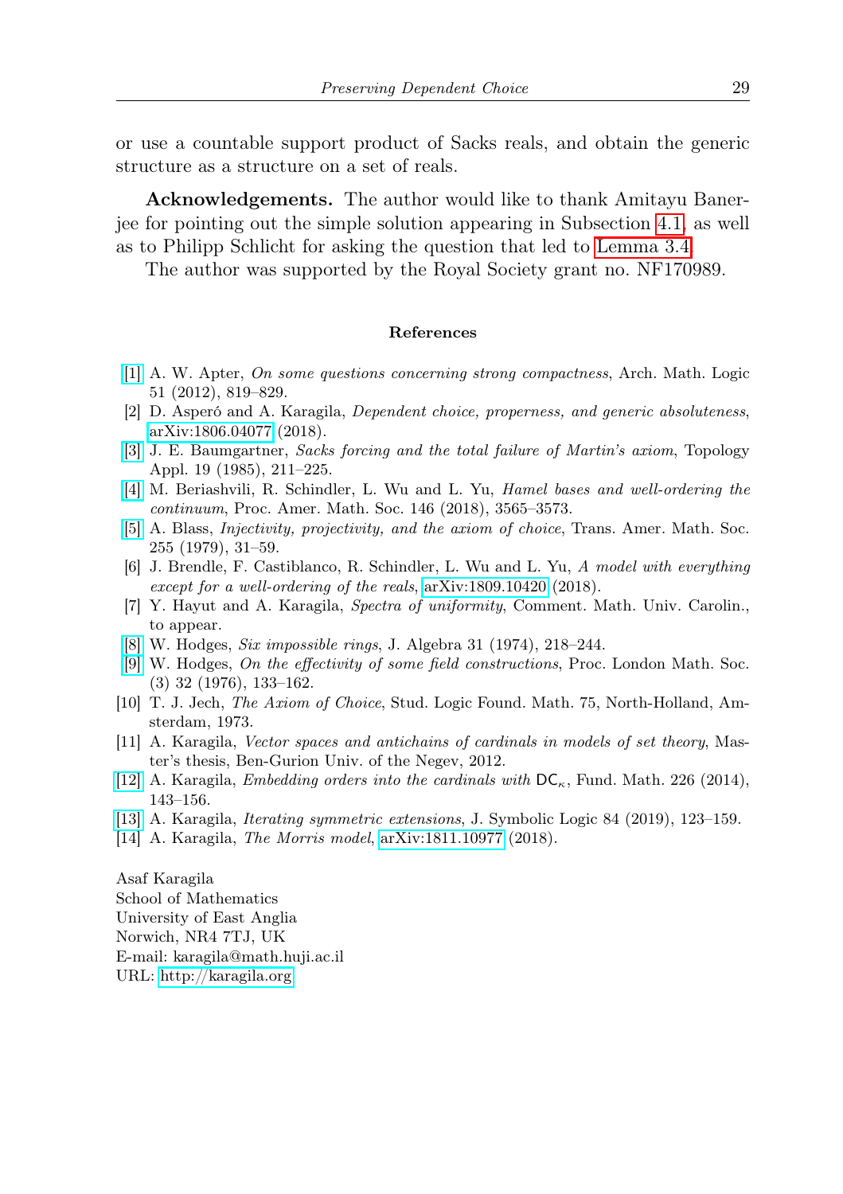or use a countable support product of Sacks reals, and obtain the generic structure as a structure on a set of reals.

**Acknowledgements.** The author would like to thank Amitayu Banerjee for pointing out the simple solution appearing in Subsection 4.1, as well as to Philipp Schlicht for asking the question that led to Lemma 3.4.

The author was supported by the Royal Society grant no. NF170989.

#### References

[1] A. W. Apter, *On some questions concerning strong compactness*, Arch. Math. Logic 51 (2012), 819–829.

[2] D. Asperó and A. Karagila, *Dependent choice, properness, and generic absoluteness*, arXiv:1806.04077 (2018).

[3] J. E. Baumgartner, *Sacks forcing and the total failure of Martin's axiom*, Topology Appl. 19 (1985), 211–225.

[4] M. Beriashvili, R. Schindler, L. Wu and L. Yu, *Hamel bases and well-ordering the continuum*, Proc. Amer. Math. Soc. 146 (2018), 3565–3573.

[5] A. Blass, *Injectivity, projectivity, and the axiom of choice*, Trans. Amer. Math. Soc. 255 (1979), 31–59.

[6] J. Brendle, F. Castiblanco, R. Schindler, L. Wu and L. Yu, *A model with everything except for a well-ordering of the reals*, arXiv:1809.10420 (2018).

[7] Y. Hayut and A. Karagila, *Spectra of uniformity*, Comment. Math. Univ. Carolin., to appear.

[8] W. Hodges, *Six impossible rings*, J. Algebra 31 (1974), 218–244.

[9] W. Hodges, *On the effectivity of some field constructions*, Proc. London Math. Soc. (3) 32 (1976), 133–162.

[10] T. J. Jech, *The Axiom of Choice*, Stud. Logic Found. Math. 75, North-Holland, Amsterdam, 1973.

[11] A. Karagila, *Vector spaces and antichains of cardinals in models of set theory*, Master's thesis, Ben-Gurion Univ. of the Negev, 2012.

[12] A. Karagila, *Embedding orders into the cardinals with* $\mathsf{DC}_\kappa$, Fund. Math. 226 (2014), 143–156.

[13] A. Karagila, *Iterating symmetric extensions*, J. Symbolic Logic 84 (2019), 123–159.

[14] A. Karagila, *The Morris model*, arXiv:1811.10977 (2018).

Asaf Karagila
School of Mathematics
University of East Anglia
Norwich, NR4 7TJ, UK
E-mail: karagila@math.huji.ac.il
URL: http://karagila.org